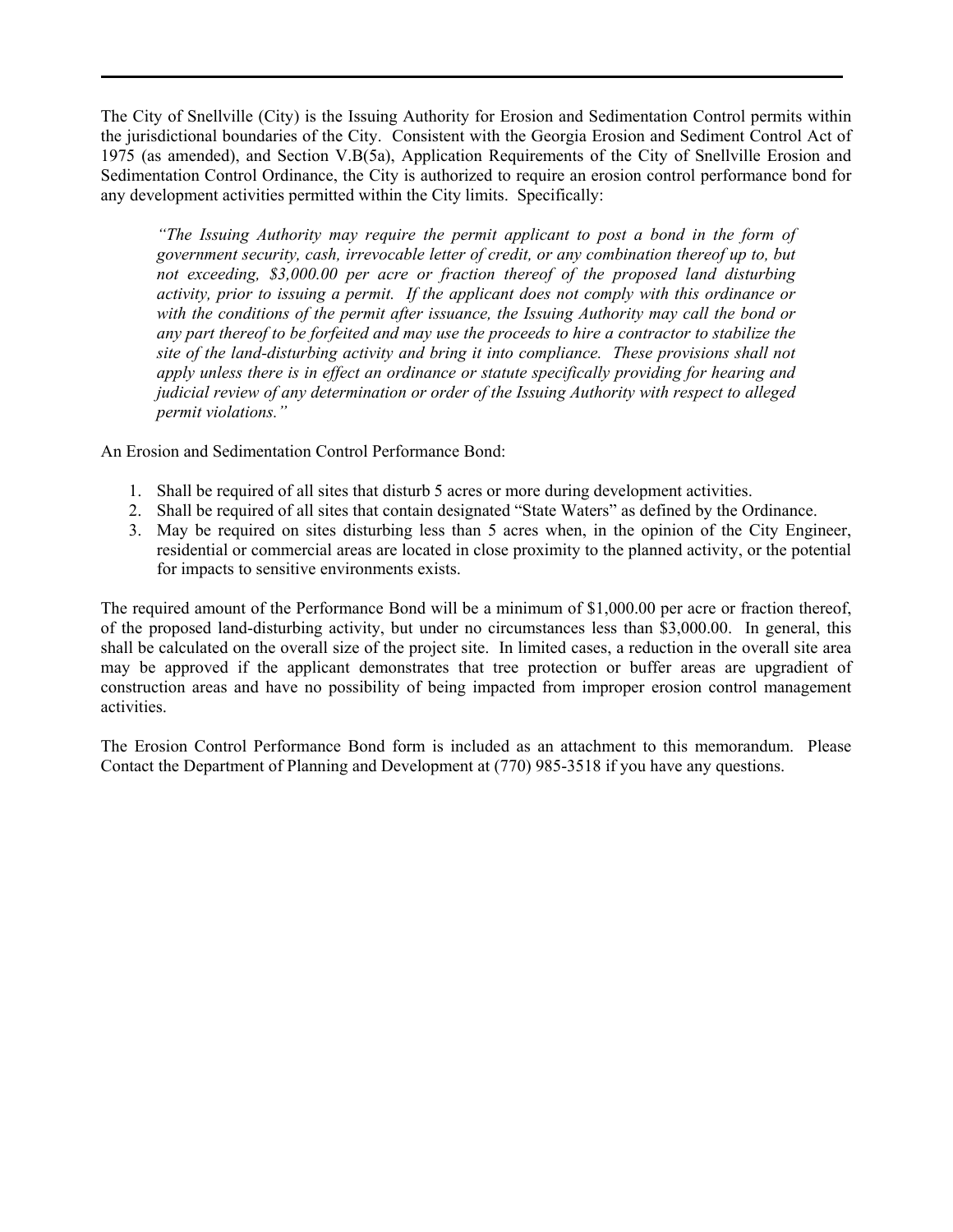The City of Snellville (City) is the Issuing Authority for Erosion and Sedimentation Control permits within the jurisdictional boundaries of the City. Consistent with the Georgia Erosion and Sediment Control Act of 1975 (as amended), and Section V.B(5a), Application Requirements of the City of Snellville Erosion and Sedimentation Control Ordinance, the City is authorized to require an erosion control performance bond for any development activities permitted within the City limits. Specifically:

> *"The Issuing Authority may require the permit applicant to post a bond in the form of government security, cash, irrevocable letter of credit, or any combination thereof up to, but not exceeding, $3,000.00 per acre or fraction thereof of the proposed land disturbing activity, prior to issuing a permit. If the applicant does not comply with this ordinance or with the conditions of the permit after issuance, the Issuing Authority may call the bond or any part thereof to be forfeited and may use the proceeds to hire a contractor to stabilize the site of the land-disturbing activity and bring it into compliance. These provisions shall not apply unless there is in effect an ordinance or statute specifically providing for hearing and judicial review of any determination or order of the Issuing Authority with respect to alleged permit violations."*

An Erosion and Sedimentation Control Performance Bond:

1. Shall be required of all sites that disturb 5 acres or more during development activities.
2. Shall be required of all sites that contain designated "State Waters" as defined by the Ordinance.
3. May be required on sites disturbing less than 5 acres when, in the opinion of the City Engineer, residential or commercial areas are located in close proximity to the planned activity, or the potential for impacts to sensitive environments exists.

The required amount of the Performance Bond will be a minimum of $1,000.00 per acre or fraction thereof, of the proposed land-disturbing activity, but under no circumstances less than $3,000.00. In general, this shall be calculated on the overall size of the project site. In limited cases, a reduction in the overall site area may be approved if the applicant demonstrates that tree protection or buffer areas are upgradient of construction areas and have no possibility of being impacted from improper erosion control management activities.

The Erosion Control Performance Bond form is included as an attachment to this memorandum. Please Contact the Department of Planning and Development at (770) 985-3518 if you have any questions.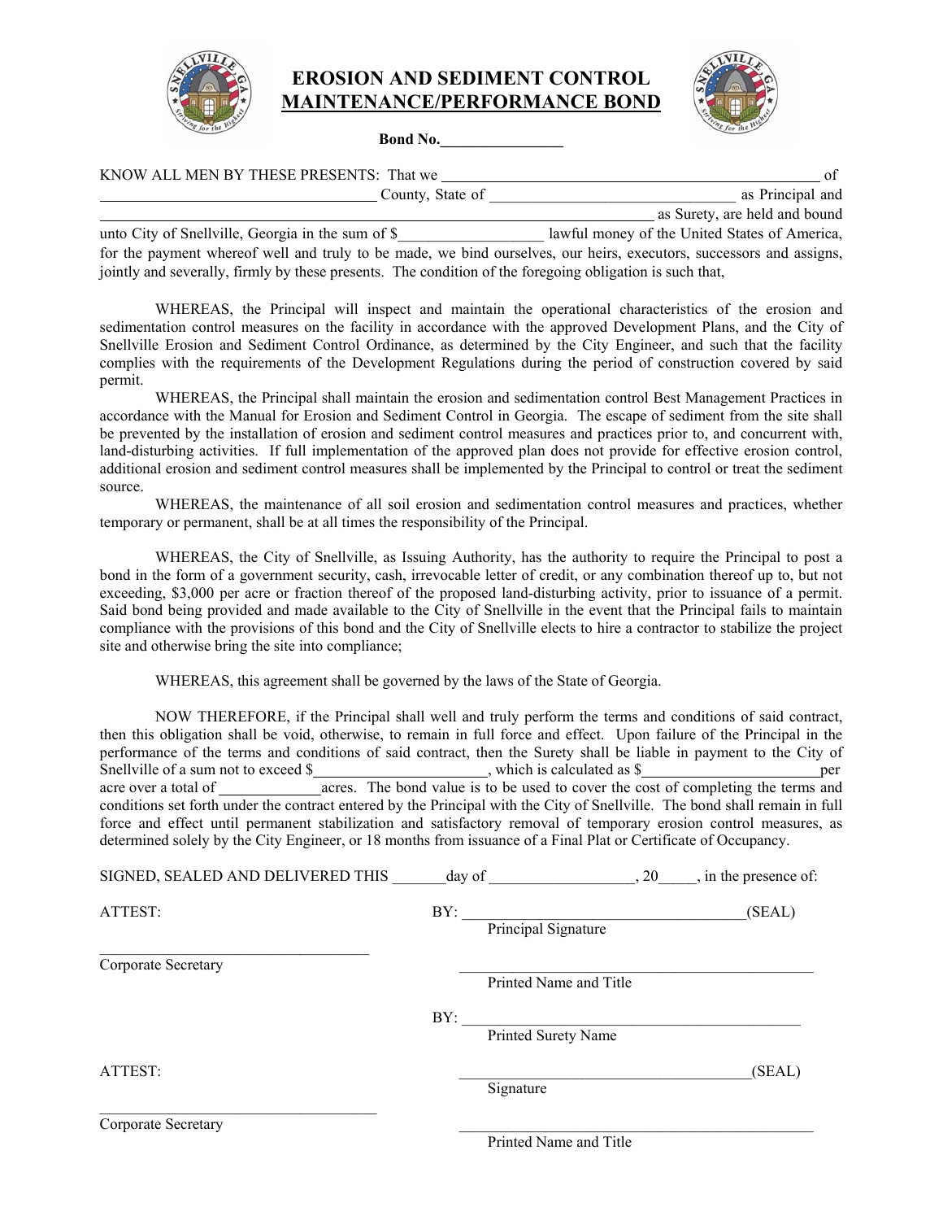# EROSION AND SEDIMENT CONTROL MAINTENANCE/PERFORMANCE BOND

**Bond No.________________**

KNOW ALL MEN BY THESE PRESENTS: That we ________________________________________________ of ____________________________________ County, State of ________________________________ as Principal and ______________________________________________________________________ as Surety, are held and bound unto City of Snellville, Georgia in the sum of $__________________ lawful money of the United States of America, for the payment whereof well and truly to be made, we bind ourselves, our heirs, executors, successors and assigns, jointly and severally, firmly by these presents. The condition of the foregoing obligation is such that,

WHEREAS, the Principal will inspect and maintain the operational characteristics of the erosion and sedimentation control measures on the facility in accordance with the approved Development Plans, and the City of Snellville Erosion and Sediment Control Ordinance, as determined by the City Engineer, and such that the facility complies with the requirements of the Development Regulations during the period of construction covered by said permit.

WHEREAS, the Principal shall maintain the erosion and sedimentation control Best Management Practices in accordance with the Manual for Erosion and Sediment Control in Georgia. The escape of sediment from the site shall be prevented by the installation of erosion and sediment control measures and practices prior to, and concurrent with, land-disturbing activities. If full implementation of the approved plan does not provide for effective erosion control, additional erosion and sediment control measures shall be implemented by the Principal to control or treat the sediment source.

WHEREAS, the maintenance of all soil erosion and sedimentation control measures and practices, whether temporary or permanent, shall be at all times the responsibility of the Principal.

WHEREAS, the City of Snellville, as Issuing Authority, has the authority to require the Principal to post a bond in the form of a government security, cash, irrevocable letter of credit, or any combination thereof up to, but not exceeding, $3,000 per acre or fraction thereof of the proposed land-disturbing activity, prior to issuance of a permit. Said bond being provided and made available to the City of Snellville in the event that the Principal fails to maintain compliance with the provisions of this bond and the City of Snellville elects to hire a contractor to stabilize the project site and otherwise bring the site into compliance;

WHEREAS, this agreement shall be governed by the laws of the State of Georgia.

NOW THEREFORE, if the Principal shall well and truly perform the terms and conditions of said contract, then this obligation shall be void, otherwise, to remain in full force and effect. Upon failure of the Principal in the performance of the terms and conditions of said contract, then the Surety shall be liable in payment to the City of Snellville of a sum not to exceed $______________________, which is calculated as $______________________per acre over a total of _____________acres. The bond value is to be used to cover the cost of completing the terms and conditions set forth under the contract entered by the Principal with the City of Snellville. The bond shall remain in full force and effect until permanent stabilization and satisfactory removal of temporary erosion control measures, as determined solely by the City Engineer, or 18 months from issuance of a Final Plat or Certificate of Occupancy.

SIGNED, SEALED AND DELIVERED THIS _______day of __________________, 20_____, in the presence of:

ATTEST:

____________________________________
Corporate Secretary

BY: ____________________________________(SEAL)
Principal Signature

______________________________________________
Printed Name and Title

BY: ______________________________________________
Printed Surety Name

ATTEST:

____________________________________
Corporate Secretary

____________________________________(SEAL)
Signature

______________________________________________
Printed Name and Title